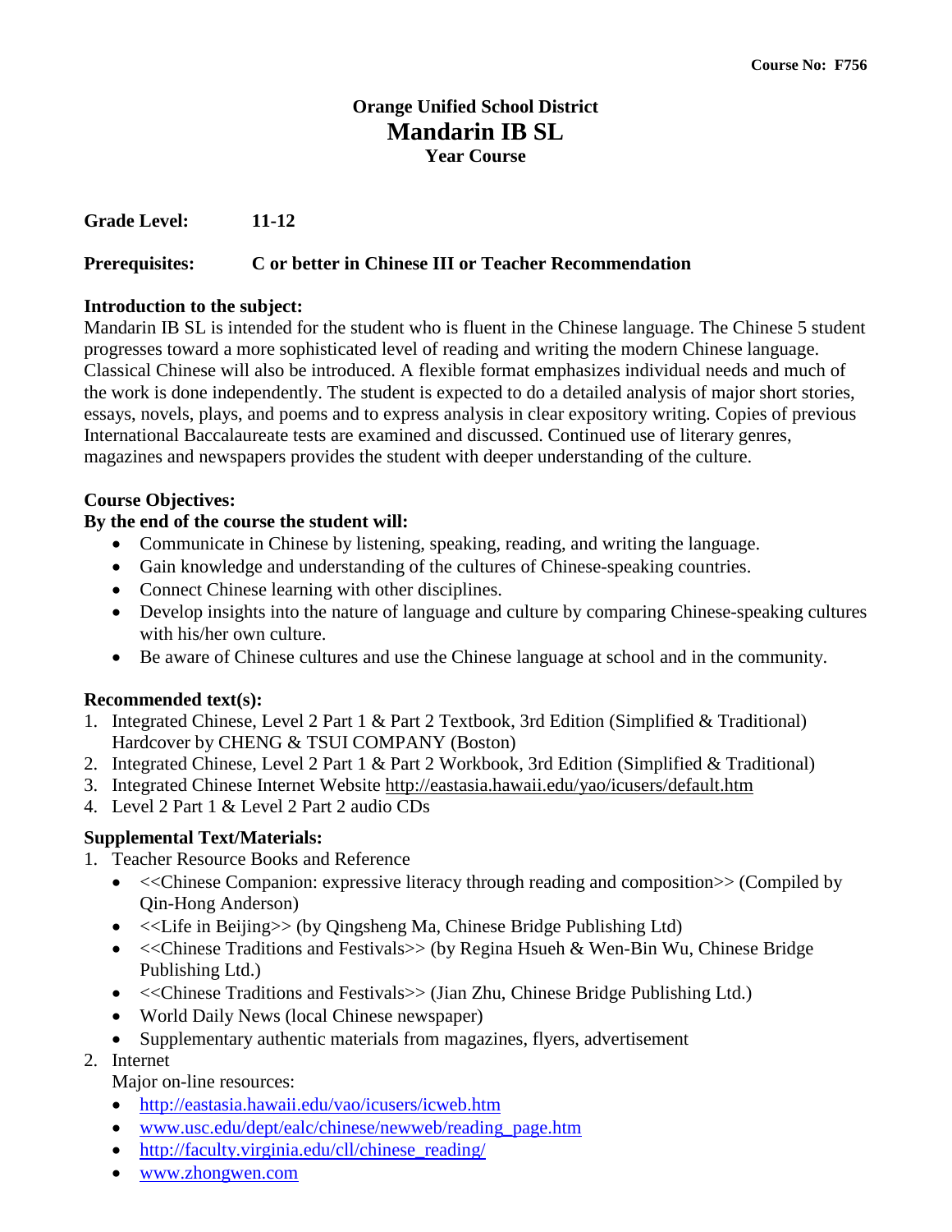Course No: F756

# Orange Unified School District
# Mandarin IB SL
### Year Course

**Grade Level:** **11-12**

**Prerequisites:** **C or better in Chinese III or Teacher Recommendation**

**Introduction to the subject:**
Mandarin IB SL is intended for the student who is fluent in the Chinese language. The Chinese 5 student progresses toward a more sophisticated level of reading and writing the modern Chinese language. Classical Chinese will also be introduced. A flexible format emphasizes individual needs and much of the work is done independently. The student is expected to do a detailed analysis of major short stories, essays, novels, plays, and poems and to express analysis in clear expository writing. Copies of previous International Baccalaureate tests are examined and discussed. Continued use of literary genres, magazines and newspapers provides the student with deeper understanding of the culture.

**Course Objectives:**
**By the end of the course the student will:**

- Communicate in Chinese by listening, speaking, reading, and writing the language.
- Gain knowledge and understanding of the cultures of Chinese-speaking countries.
- Connect Chinese learning with other disciplines.
- Develop insights into the nature of language and culture by comparing Chinese-speaking cultures with his/her own culture.
- Be aware of Chinese cultures and use the Chinese language at school and in the community.

**Recommended text(s):**

1. Integrated Chinese, Level 2 Part 1 & Part 2 Textbook, 3rd Edition (Simplified & Traditional) Hardcover by CHENG & TSUI COMPANY (Boston)
2. Integrated Chinese, Level 2 Part 1 & Part 2 Workbook, 3rd Edition (Simplified & Traditional)
3. Integrated Chinese Internet Website http://eastasia.hawaii.edu/yao/icusers/default.htm
4. Level 2 Part 1 & Level 2 Part 2 audio CDs

**Supplemental Text/Materials:**

1. Teacher Resource Books and Reference
   - <<Chinese Companion: expressive literacy through reading and composition>> (Compiled by Qin-Hong Anderson)
   - <<Life in Beijing>> (by Qingsheng Ma, Chinese Bridge Publishing Ltd)
   - <<Chinese Traditions and Festivals>> (by Regina Hsueh & Wen-Bin Wu, Chinese Bridge Publishing Ltd.)
   - <<Chinese Traditions and Festivals>> (Jian Zhu, Chinese Bridge Publishing Ltd.)
   - World Daily News (local Chinese newspaper)
   - Supplementary authentic materials from magazines, flyers, advertisement
2. Internet

   Major on-line resources:
   - http://eastasia.hawaii.edu/vao/icusers/icweb.htm
   - www.usc.edu/dept/ealc/chinese/newweb/reading_page.htm
   - http://faculty.virginia.edu/cll/chinese_reading/
   - www.zhongwen.com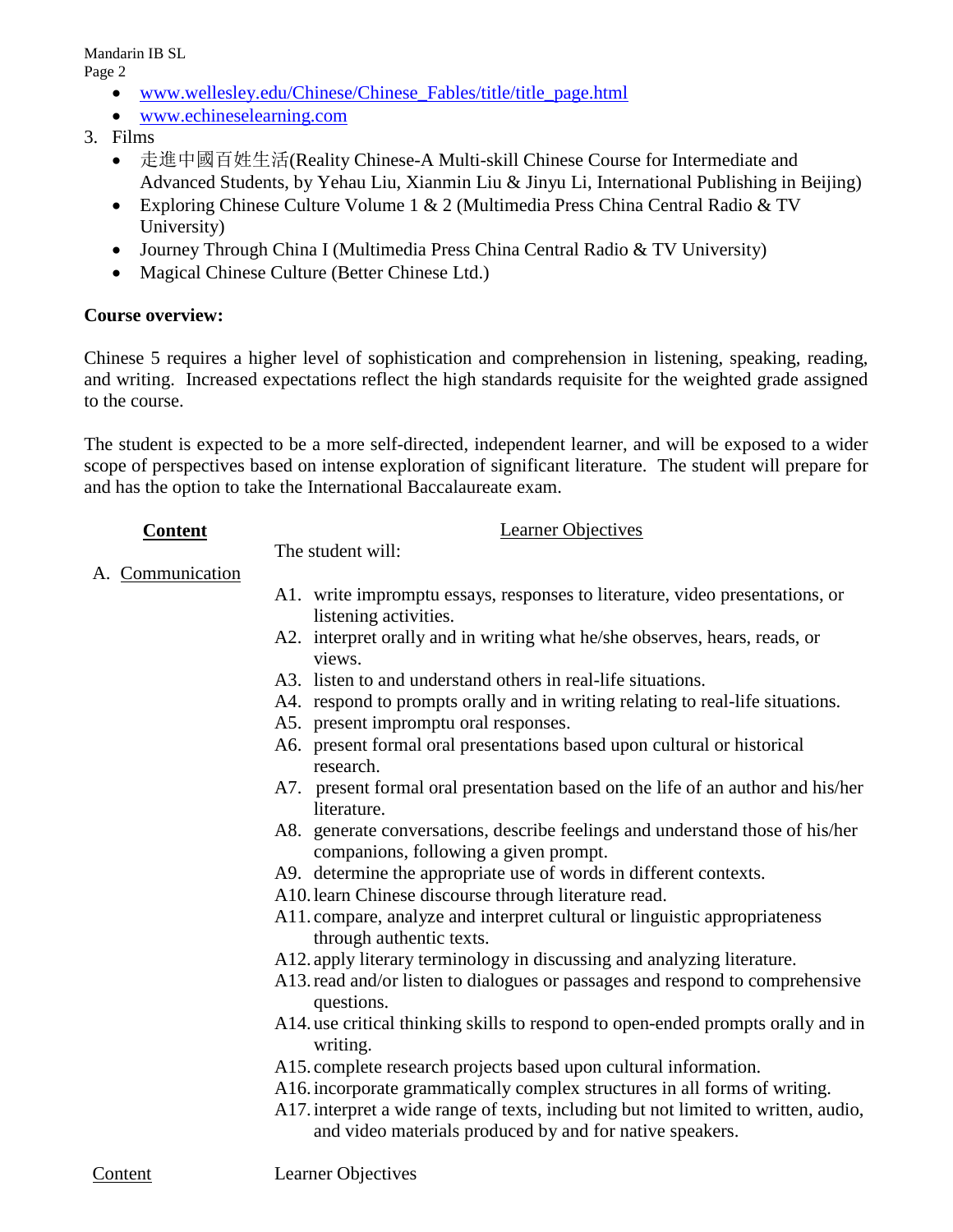- www.wellesley.edu/Chinese/Chinese_Fables/title/title_page.html
- www.echineselearning.com

3. Films
   - 走進中國百姓生活(Reality Chinese-A Multi-skill Chinese Course for Intermediate and Advanced Students, by Yehau Liu, Xianmin Liu & Jinyu Li, International Publishing in Beijing)
   - Exploring Chinese Culture Volume 1 & 2 (Multimedia Press China Central Radio & TV University)
   - Journey Through China I (Multimedia Press China Central Radio & TV University)
   - Magical Chinese Culture (Better Chinese Ltd.)

**Course overview:**

Chinese 5 requires a higher level of sophistication and comprehension in listening, speaking, reading, and writing. Increased expectations reflect the high standards requisite for the weighted grade assigned to the course.

The student is expected to be a more self-directed, independent learner, and will be exposed to a wider scope of perspectives based on intense exploration of significant literature. The student will prepare for and has the option to take the International Baccalaureate exam.

| **Content** | Learner Objectives |
|---|---|
| | The student will: |
| A. Communication | |
| | A1. write impromptu essays, responses to literature, video presentations, or listening activities. |
| | A2. interpret orally and in writing what he/she observes, hears, reads, or views. |
| | A3. listen to and understand others in real-life situations. |
| | A4. respond to prompts orally and in writing relating to real-life situations. |
| | A5. present impromptu oral responses. |
| | A6. present formal oral presentations based upon cultural or historical research. |
| | A7. present formal oral presentation based on the life of an author and his/her literature. |
| | A8. generate conversations, describe feelings and understand those of his/her companions, following a given prompt. |
| | A9. determine the appropriate use of words in different contexts. |
| | A10. learn Chinese discourse through literature read. |
| | A11. compare, analyze and interpret cultural or linguistic appropriateness through authentic texts. |
| | A12. apply literary terminology in discussing and analyzing literature. |
| | A13. read and/or listen to dialogues or passages and respond to comprehensive questions. |
| | A14. use critical thinking skills to respond to open-ended prompts orally and in writing. |
| | A15. complete research projects based upon cultural information. |
| | A16. incorporate grammatically complex structures in all forms of writing. |
| | A17. interpret a wide range of texts, including but not limited to written, audio, and video materials produced by and for native speakers. |

| Content | Learner Objectives |
|---|---|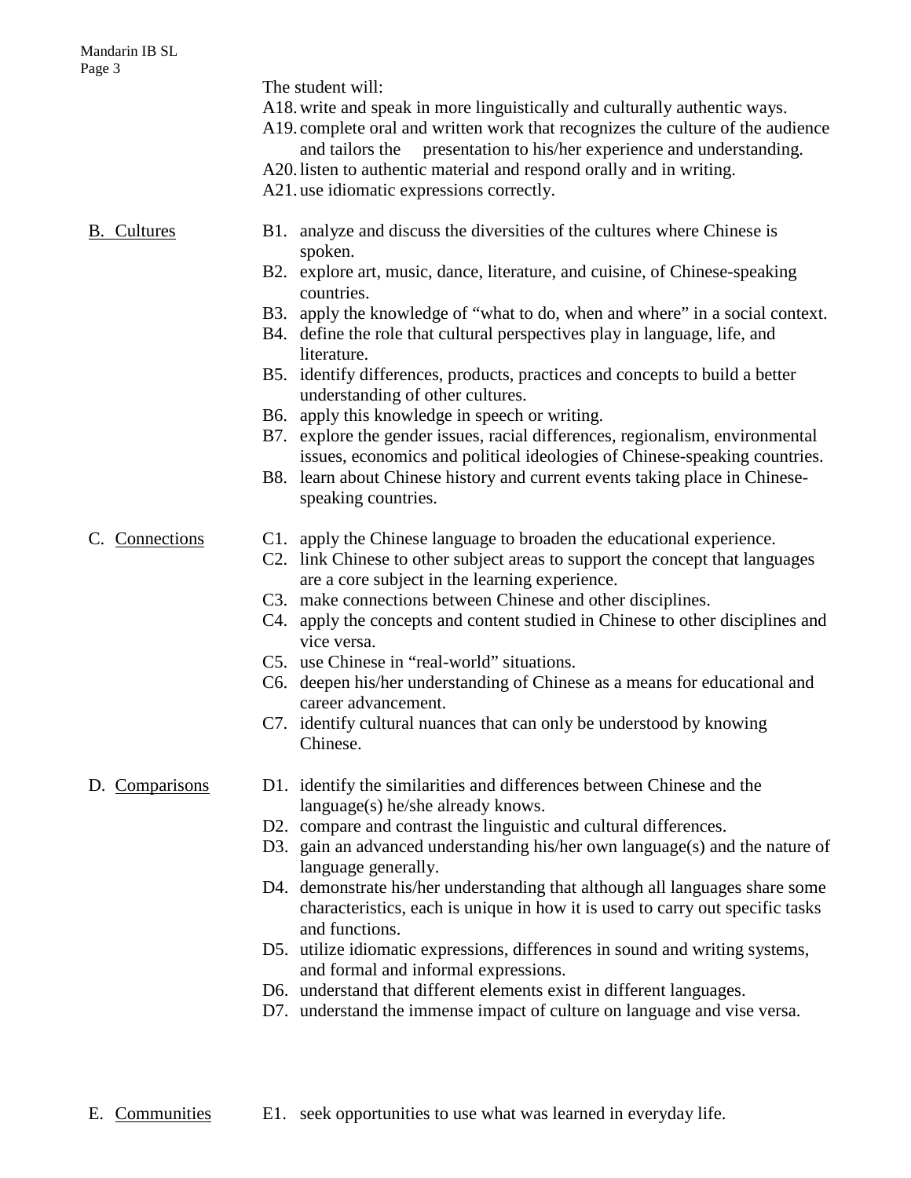The student will:

- A18. write and speak in more linguistically and culturally authentic ways.
- A19. complete oral and written work that recognizes the culture of the audience and tailors the presentation to his/her experience and understanding.
- A20. listen to authentic material and respond orally and in writing.
- A21. use idiomatic expressions correctly.

**B. Cultures**

- B1. analyze and discuss the diversities of the cultures where Chinese is spoken.
- B2. explore art, music, dance, literature, and cuisine, of Chinese-speaking countries.
- B3. apply the knowledge of "what to do, when and where" in a social context.
- B4. define the role that cultural perspectives play in language, life, and literature.
- B5. identify differences, products, practices and concepts to build a better understanding of other cultures.
- B6. apply this knowledge in speech or writing.
- B7. explore the gender issues, racial differences, regionalism, environmental issues, economics and political ideologies of Chinese-speaking countries.
- B8. learn about Chinese history and current events taking place in Chinese-speaking countries.

**C. Connections**

- C1. apply the Chinese language to broaden the educational experience.
- C2. link Chinese to other subject areas to support the concept that languages are a core subject in the learning experience.
- C3. make connections between Chinese and other disciplines.
- C4. apply the concepts and content studied in Chinese to other disciplines and vice versa.
- C5. use Chinese in "real-world" situations.
- C6. deepen his/her understanding of Chinese as a means for educational and career advancement.
- C7. identify cultural nuances that can only be understood by knowing Chinese.

**D. Comparisons**

- D1. identify the similarities and differences between Chinese and the language(s) he/she already knows.
- D2. compare and contrast the linguistic and cultural differences.
- D3. gain an advanced understanding his/her own language(s) and the nature of language generally.
- D4. demonstrate his/her understanding that although all languages share some characteristics, each is unique in how it is used to carry out specific tasks and functions.
- D5. utilize idiomatic expressions, differences in sound and writing systems, and formal and informal expressions.
- D6. understand that different elements exist in different languages.
- D7. understand the immense impact of culture on language and vise versa.

**E. Communities**

- E1. seek opportunities to use what was learned in everyday life.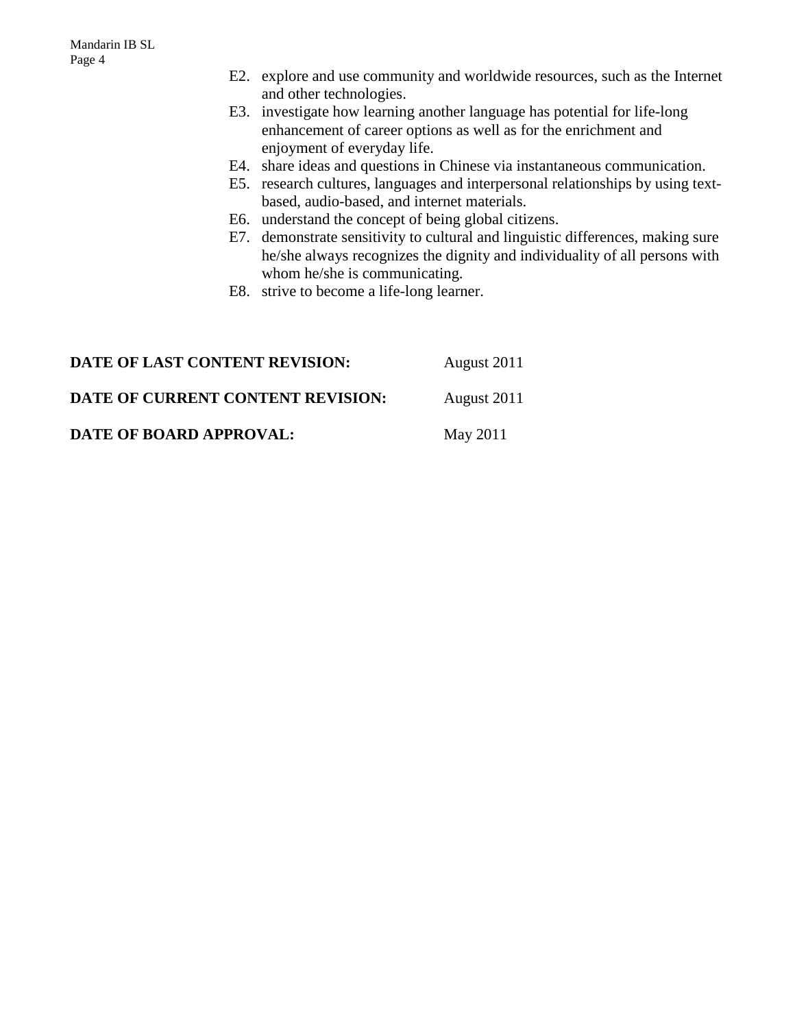E2. explore and use community and worldwide resources, such as the Internet and other technologies.
E3. investigate how learning another language has potential for life-long enhancement of career options as well as for the enrichment and enjoyment of everyday life.
E4. share ideas and questions in Chinese via instantaneous communication.
E5. research cultures, languages and interpersonal relationships by using text-based, audio-based, and internet materials.
E6. understand the concept of being global citizens.
E7. demonstrate sensitivity to cultural and linguistic differences, making sure he/she always recognizes the dignity and individuality of all persons with whom he/she is communicating.
E8. strive to become a life-long learner.

**DATE OF LAST CONTENT REVISION:** August 2011

**DATE OF CURRENT CONTENT REVISION:** August 2011

**DATE OF BOARD APPROVAL:** May 2011